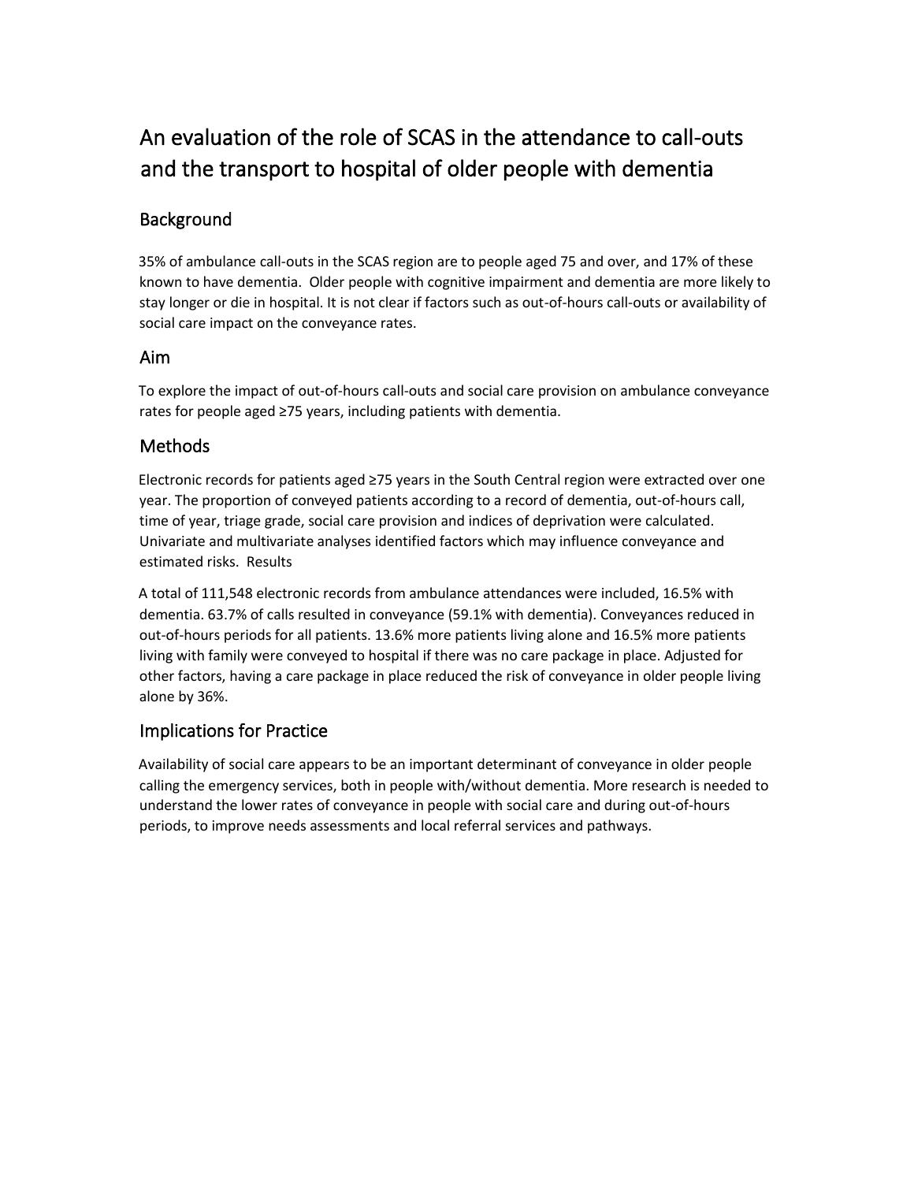# An evaluation of the role of SCAS in the attendance to call-outs and the transport to hospital of older people with dementia

## Background

35% of ambulance call-outs in the SCAS region are to people aged 75 and over, and 17% of these known to have dementia. Older people with cognitive impairment and dementia are more likely to stay longer or die in hospital. It is not clear if factors such as out-of-hours call-outs or availability of social care impact on the conveyance rates.

## Aim

To explore the impact of out-of-hours call-outs and social care provision on ambulance conveyance rates for people aged ≥75 years, including patients with dementia.

## Methods

Electronic records for patients aged ≥75 years in the South Central region were extracted over one year. The proportion of conveyed patients according to a record of dementia, out-of-hours call, time of year, triage grade, social care provision and indices of deprivation were calculated. Univariate and multivariate analyses identified factors which may influence conveyance and estimated risks. Results

A total of 111,548 electronic records from ambulance attendances were included, 16.5% with dementia. 63.7% of calls resulted in conveyance (59.1% with dementia). Conveyances reduced in out-of-hours periods for all patients. 13.6% more patients living alone and 16.5% more patients living with family were conveyed to hospital if there was no care package in place. Adjusted for other factors, having a care package in place reduced the risk of conveyance in older people living alone by 36%.

## Implications for Practice

Availability of social care appears to be an important determinant of conveyance in older people calling the emergency services, both in people with/without dementia. More research is needed to understand the lower rates of conveyance in people with social care and during out-of-hours periods, to improve needs assessments and local referral services and pathways.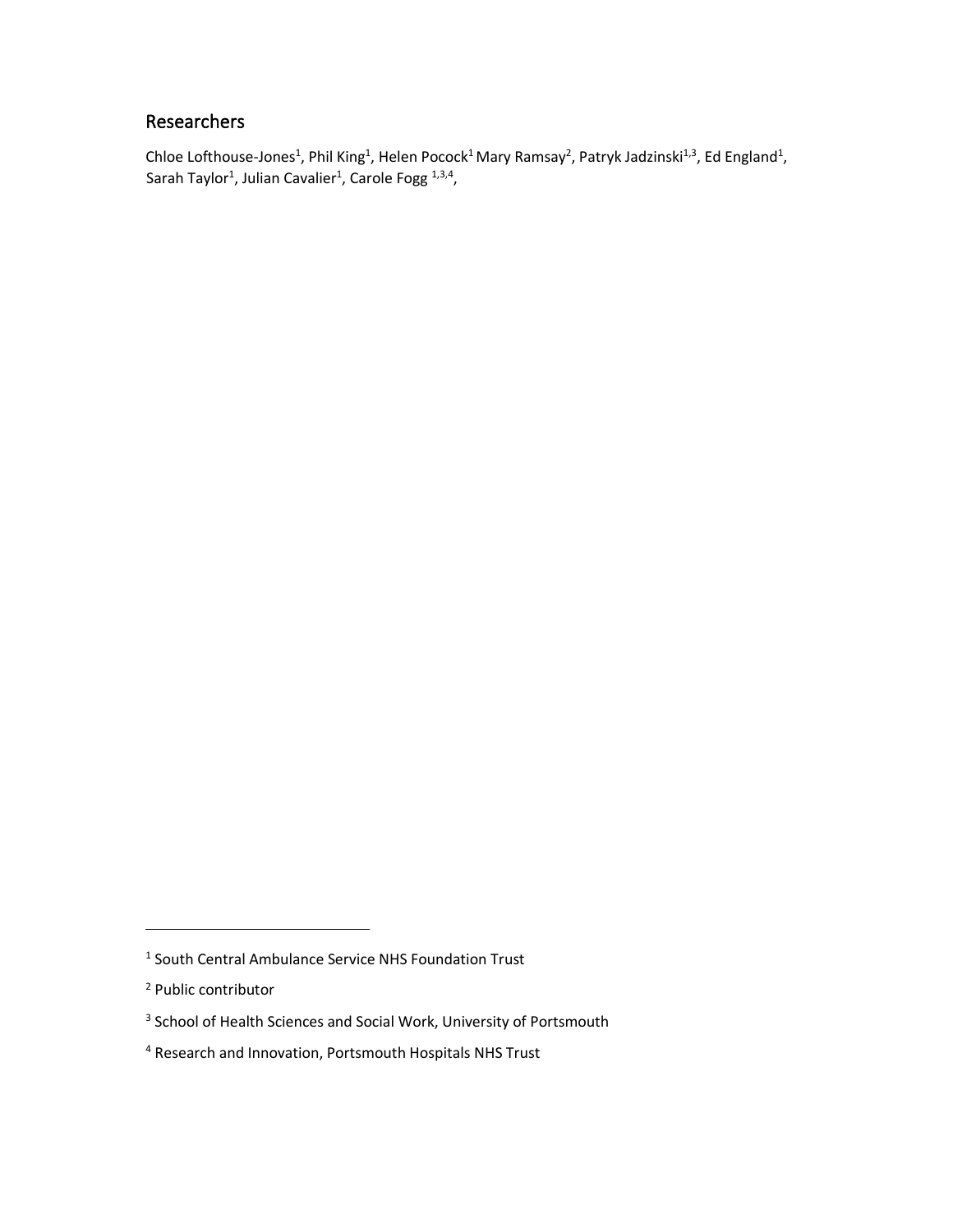## Researchers

Chloe Lofthouse-Jones[1], Phil King[1], Helen Pocock[1] Mary Ramsay[2], Patryk Jadzinski[1,3], Ed England[1], Sarah Taylor[1], Julian Cavalier[1], Carole Fogg [1,3,4],

[1] South Central Ambulance Service NHS Foundation Trust

[2] Public contributor

[3] School of Health Sciences and Social Work, University of Portsmouth

[4] Research and Innovation, Portsmouth Hospitals NHS Trust